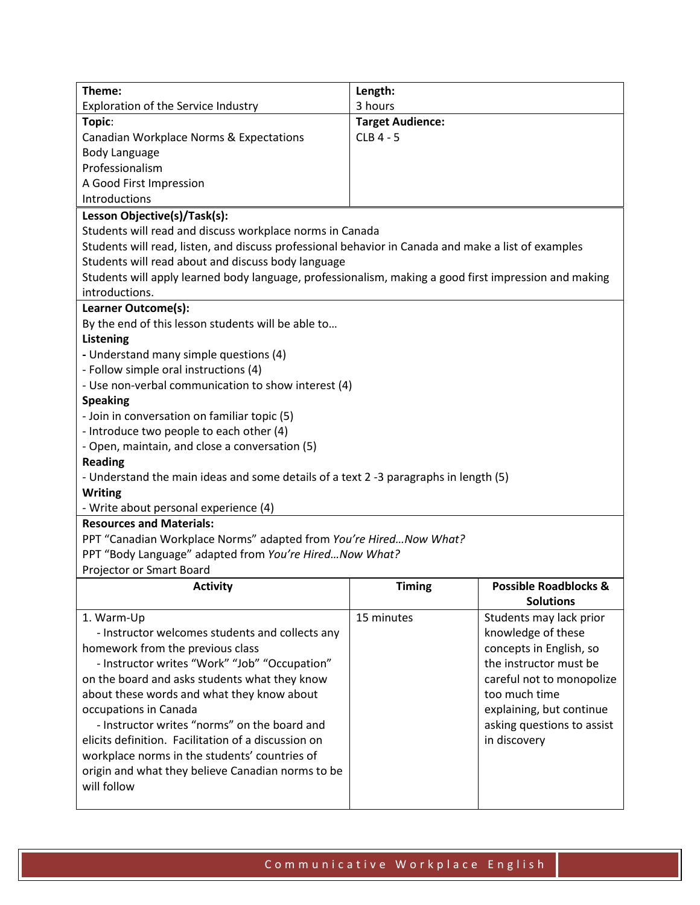| | |
|---|---|
| **Theme:**<br>Exploration of the Service Industry | **Length:**<br>3 hours |
| **Topic**:<br>Canadian Workplace Norms & Expectations<br>Body Language<br>Professionalism<br>A Good First Impression<br>Introductions | **Target Audience:**<br>CLB 4 - 5 |

**Lesson Objective(s)/Task(s):**

Students will read and discuss workplace norms in Canada

Students will read, listen, and discuss professional behavior in Canada and make a list of examples

Students will read about and discuss body language

Students will apply learned body language, professionalism, making a good first impression and making introductions.

**Learner Outcome(s):**

By the end of this lesson students will be able to…

**Listening**

- Understand many simple questions (4)
- Follow simple oral instructions (4)
- Use non-verbal communication to show interest (4)

**Speaking**

- Join in conversation on familiar topic (5)
- Introduce two people to each other (4)
- Open, maintain, and close a conversation (5)

**Reading**

- Understand the main ideas and some details of a text 2 -3 paragraphs in length (5)

**Writing**

- Write about personal experience (4)

**Resources and Materials:**

PPT "Canadian Workplace Norms" adapted from *You're Hired…Now What?*

PPT "Body Language" adapted from *You're Hired…Now What?*

Projector or Smart Board

| Activity | Timing | Possible Roadblocks & Solutions |
|---|---|---|
| 1. Warm-Up<br>- Instructor welcomes students and collects any homework from the previous class<br>- Instructor writes "Work" "Job" "Occupation" on the board and asks students what they know about these words and what they know about occupations in Canada<br>- Instructor writes "norms" on the board and elicits definition. Facilitation of a discussion on workplace norms in the students' countries of origin and what they believe Canadian norms to be will follow | 15 minutes | Students may lack prior knowledge of these concepts in English, so the instructor must be careful not to monopolize too much time explaining, but continue asking questions to assist in discovery |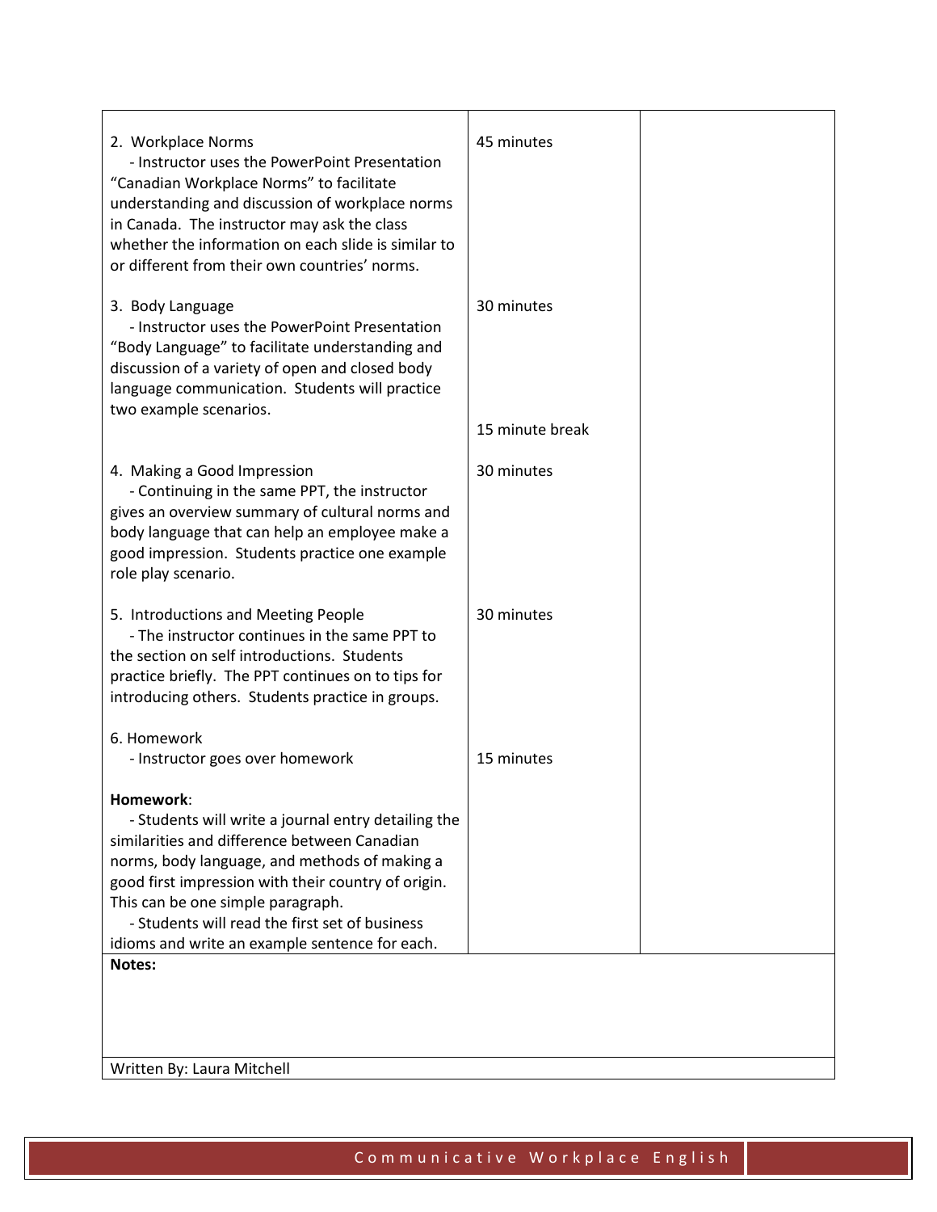| | | |
|---|---|---|
| 2. Workplace Norms<br>- Instructor uses the PowerPoint Presentation "Canadian Workplace Norms" to facilitate understanding and discussion of workplace norms in Canada. The instructor may ask the class whether the information on each slide is similar to or different from their own countries' norms. | 45 minutes | |
| 3. Body Language<br>- Instructor uses the PowerPoint Presentation "Body Language" to facilitate understanding and discussion of a variety of open and closed body language communication. Students will practice two example scenarios. | 30 minutes<br><br>15 minute break | |
| 4. Making a Good Impression<br>- Continuing in the same PPT, the instructor gives an overview summary of cultural norms and body language that can help an employee make a good impression. Students practice one example role play scenario. | 30 minutes | |
| 5. Introductions and Meeting People<br>- The instructor continues in the same PPT to the section on self introductions. Students practice briefly. The PPT continues on to tips for introducing others. Students practice in groups. | 30 minutes | |
| 6. Homework<br>- Instructor goes over homework | 15 minutes | |
| **Homework**:<br>- Students will write a journal entry detailing the similarities and difference between Canadian norms, body language, and methods of making a good first impression with their country of origin. This can be one simple paragraph.<br>- Students will read the first set of business idioms and write an example sentence for each. | | |
| **Notes:** | | |
| Written By: Laura Mitchell | | |

Communicative Workplace English